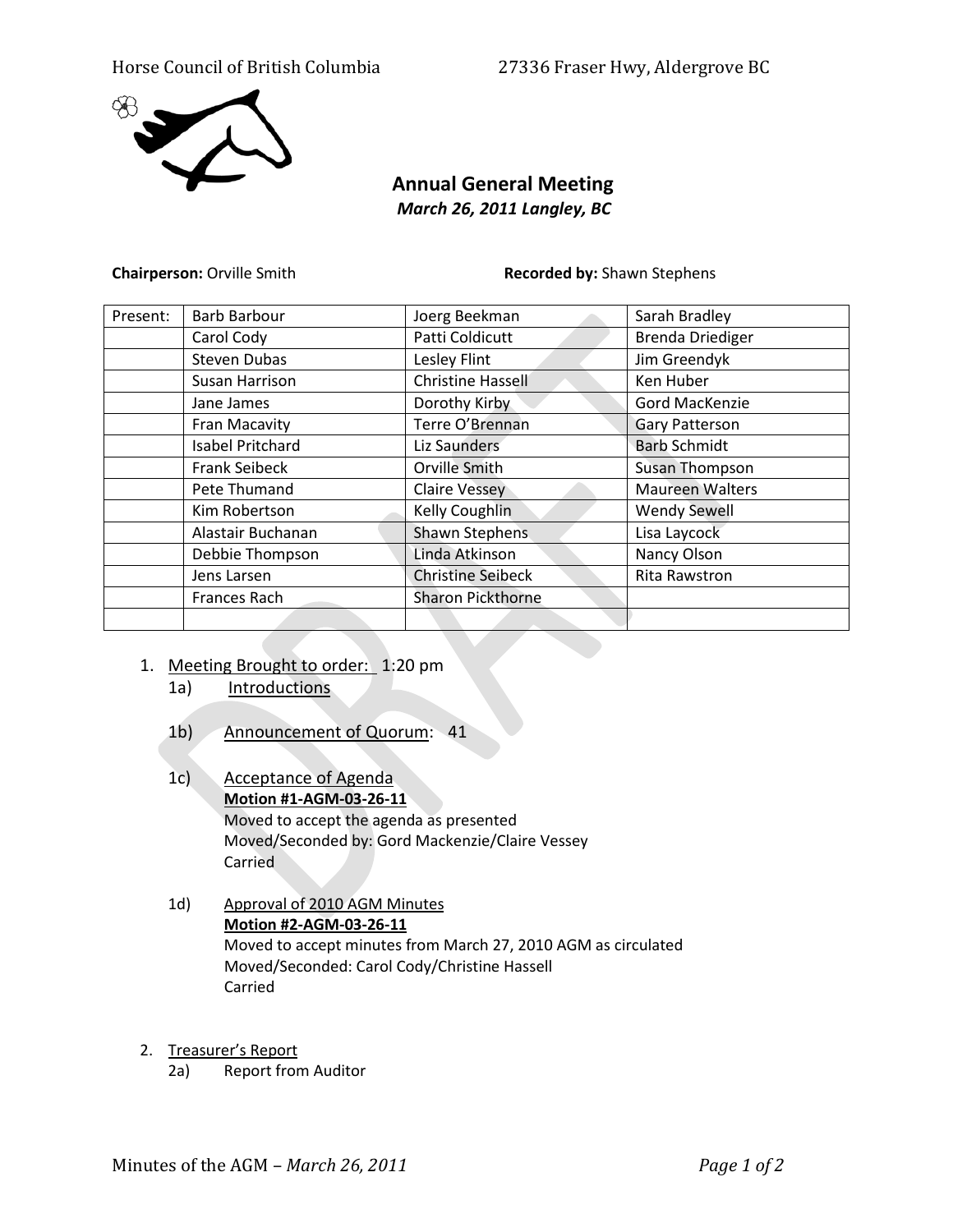Horse Council of British Columbia 27336 Fraser Hwy, Aldergrove BC

# Annual General Meeting

*March 26, 2011 Langley, BC*

**Chairperson:** Orville Smith **Recorded by:** Shawn Stephens

| Present: | Barb Barbour | Joerg Beekman | Sarah Bradley |
|---|---|---|---|
| | Carol Cody | Patti Coldicutt | Brenda Driediger |
| | Steven Dubas | Lesley Flint | Jim Greendyk |
| | Susan Harrison | Christine Hassell | Ken Huber |
| | Jane James | Dorothy Kirby | Gord MacKenzie |
| | Fran Macavity | Terre O'Brennan | Gary Patterson |
| | Isabel Pritchard | Liz Saunders | Barb Schmidt |
| | Frank Seibeck | Orville Smith | Susan Thompson |
| | Pete Thumand | Claire Vessey | Maureen Walters |
| | Kim Robertson | Kelly Coughlin | Wendy Sewell |
| | Alastair Buchanan | Shawn Stephens | Lisa Laycock |
| | Debbie Thompson | Linda Atkinson | Nancy Olson |
| | Jens Larsen | Christine Seibeck | Rita Rawstron |
| | Frances Rach | Sharon Pickthorne | |
| | | | |

1. Meeting Brought to order: 1:20 pm
   1a) Introductions

   1b) Announcement of Quorum: 41

   1c) Acceptance of Agenda
   **Motion #1-AGM-03-26-11**
   Moved to accept the agenda as presented
   Moved/Seconded by: Gord Mackenzie/Claire Vessey
   Carried

   1d) Approval of 2010 AGM Minutes
   **Motion #2-AGM-03-26-11**
   Moved to accept minutes from March 27, 2010 AGM as circulated
   Moved/Seconded: Carol Cody/Christine Hassell
   Carried

2. Treasurer's Report
   2a) Report from Auditor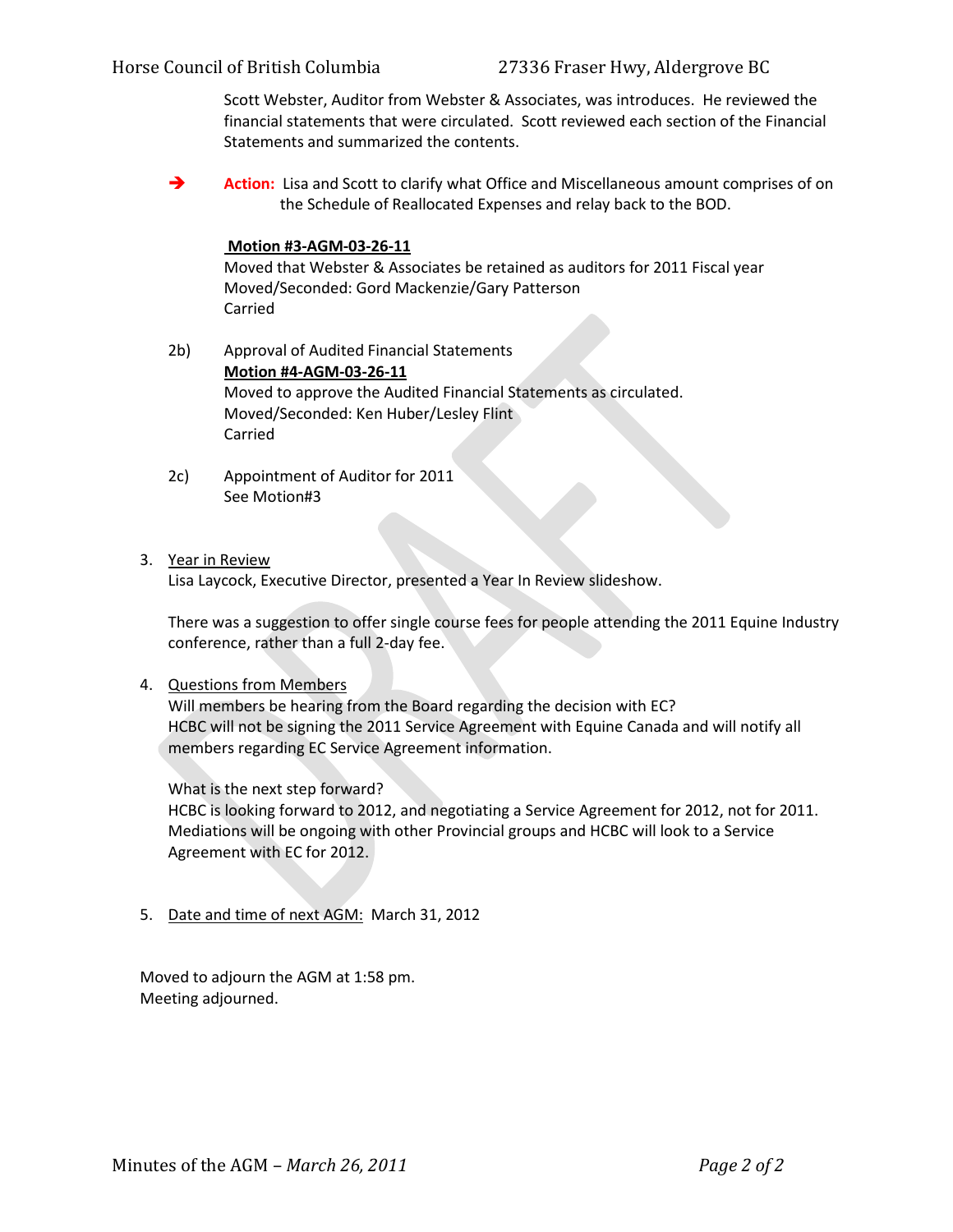Scott Webster, Auditor from Webster & Associates, was introduces. He reviewed the financial statements that were circulated. Scott reviewed each section of the Financial Statements and summarized the contents.

➔ **Action:** Lisa and Scott to clarify what Office and Miscellaneous amount comprises of on the Schedule of Reallocated Expenses and relay back to the BOD.

**Motion #3-AGM-03-26-11**
Moved that Webster & Associates be retained as auditors for 2011 Fiscal year
Moved/Seconded: Gord Mackenzie/Gary Patterson
Carried

2b) Approval of Audited Financial Statements
**Motion #4-AGM-03-26-11**
Moved to approve the Audited Financial Statements as circulated.
Moved/Seconded: Ken Huber/Lesley Flint
Carried

2c) Appointment of Auditor for 2011
See Motion#3

3. Year in Review
Lisa Laycock, Executive Director, presented a Year In Review slideshow.

There was a suggestion to offer single course fees for people attending the 2011 Equine Industry conference, rather than a full 2-day fee.

4. Questions from Members
Will members be hearing from the Board regarding the decision with EC?
HCBC will not be signing the 2011 Service Agreement with Equine Canada and will notify all members regarding EC Service Agreement information.

What is the next step forward?
HCBC is looking forward to 2012, and negotiating a Service Agreement for 2012, not for 2011. Mediations will be ongoing with other Provincial groups and HCBC will look to a Service Agreement with EC for 2012.

5. Date and time of next AGM: March 31, 2012

Moved to adjourn the AGM at 1:58 pm.
Meeting adjourned.